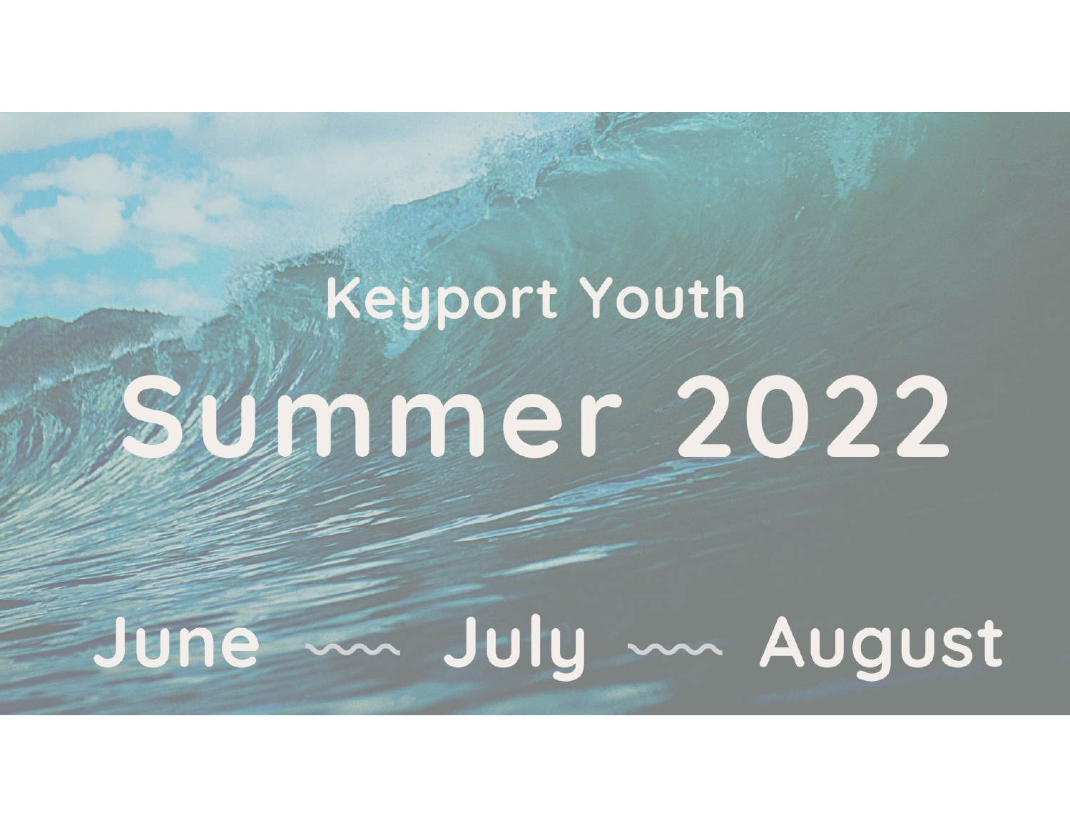Keyport Youth

# Summer 2022

June ~~~ July ~~~ August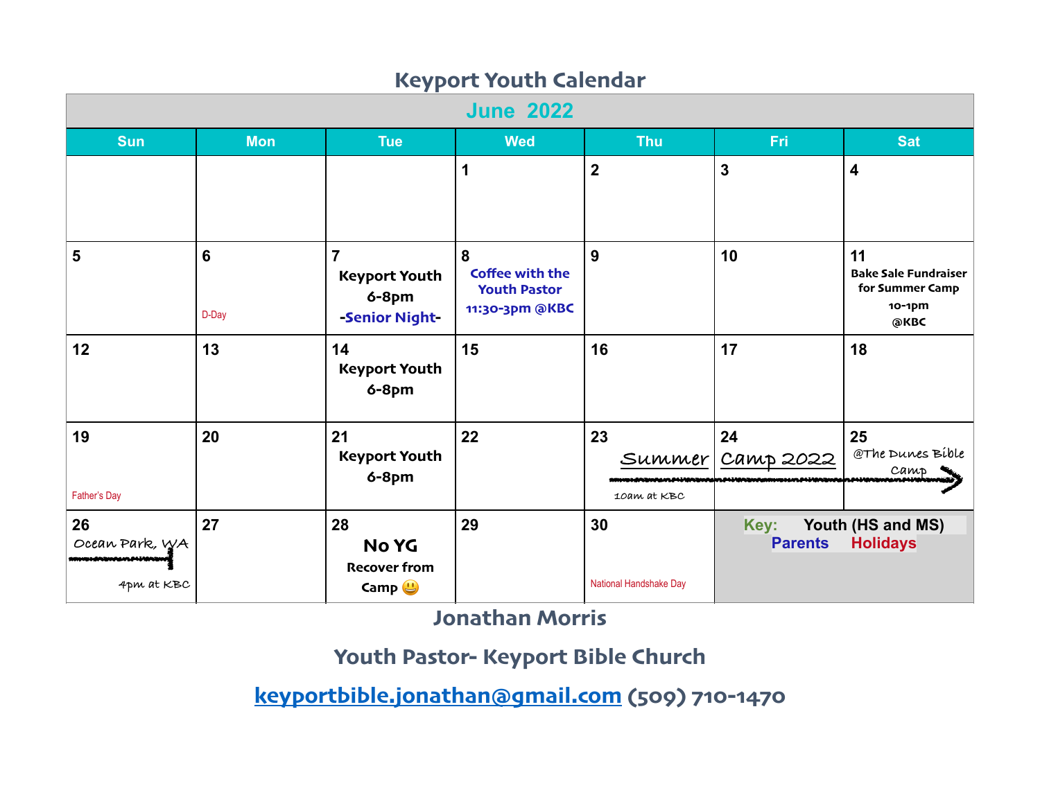# Keyport Youth Calendar

## June 2022

| Sun | Mon | Tue | Wed | Thu | Fri | Sat |
|---|---|---|---|---|---|---|
| | | | 1 | 2 | 3 | 4 |
| 5 | 6 D-Day | 7 **Keyport Youth 6-8pm** -Senior Night- | 8 Coffee with the Youth Pastor 11:30-3pm @KBC | 9 | 10 | 11 **Bake Sale Fundraiser for Summer Camp 10-1pm @KBC** |
| 12 | 13 | 14 **Keyport Youth 6-8pm** | 15 | 16 | 17 | 18 |
| 19 Father's Day | 20 | 21 **Keyport Youth 6-8pm** | 22 | 23 Summer 10am at KBC | 24 Camp 2022 | 25 @The Dunes Bible Camp → |
| 26 Ocean Park, WA 4pm at KBC | 27 | 28 **No YG** **Recover from Camp** 😃 | 29 | 30 National Handshake Day | **Key:** Youth (HS and MS) Parents Holidays | |

**Jonathan Morris**

**Youth Pastor- Keyport Bible Church**

**keyportbible.jonathan@gmail.com (509) 710-1470**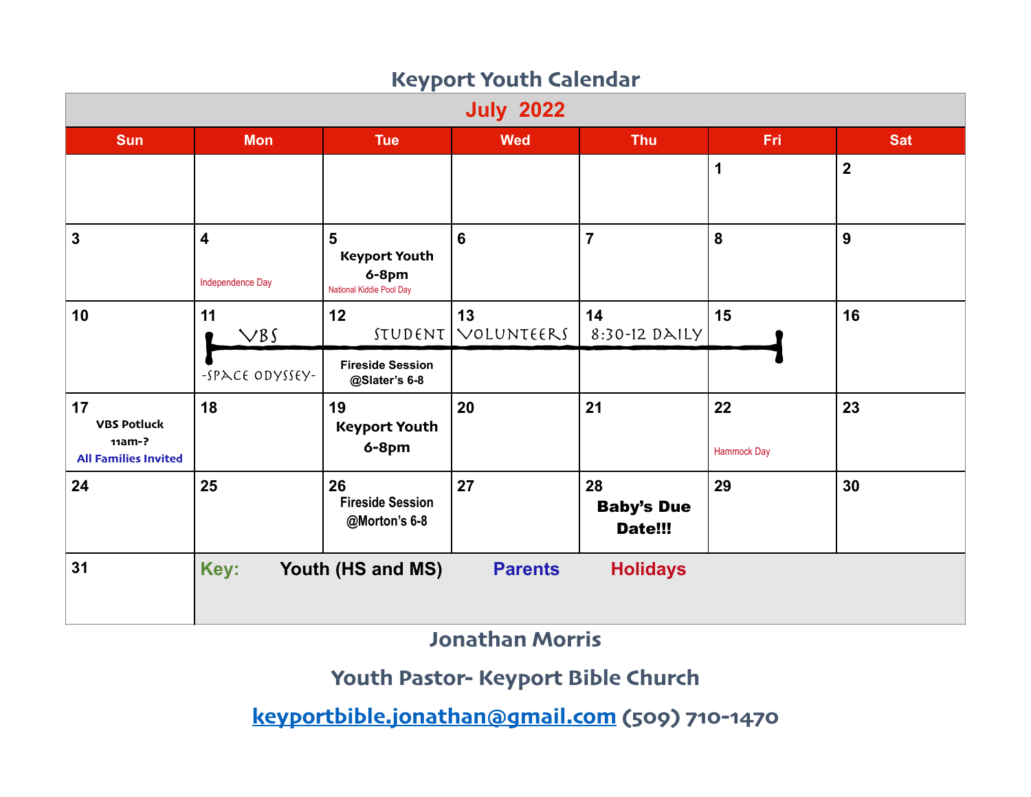# Keyport Youth Calendar

## July 2022

| Sun | Mon | Tue | Wed | Thu | Fri | Sat |
|---|---|---|---|---|---|---|
| | | | | | 1 | 2 |
| 3 | 4<br>Independence Day | 5<br>**Keyport Youth 6-8pm**<br>National Kiddie Pool Day | 6 | 7 | 8 | 9 |
| 10 | 11<br>VBS<br>-SPACE ODYSSEY- | 12<br>STUDENT<br>**Fireside Session @Slater's 6-8** | 13<br>VOLUNTEERS | 14<br>8:30-12 DAILY | 15 | 16 |
| 17<br>**VBS Potluck 11am-?**<br>**All Families Invited** | 18 | 19<br>**Keyport Youth 6-8pm** | 20 | 21 | 22<br>Hammock Day | 23 |
| 24 | 25 | 26<br>**Fireside Session @Morton's 6-8** | 27 | 28<br>**Baby's Due Date!!!** | 29 | 30 |
| 31 | **Key:** Youth (HS and MS) | Parents | Holidays | | | |

**Jonathan Morris**

**Youth Pastor- Keyport Bible Church**

**keyportbible.jonathan@gmail.com (509) 710-1470**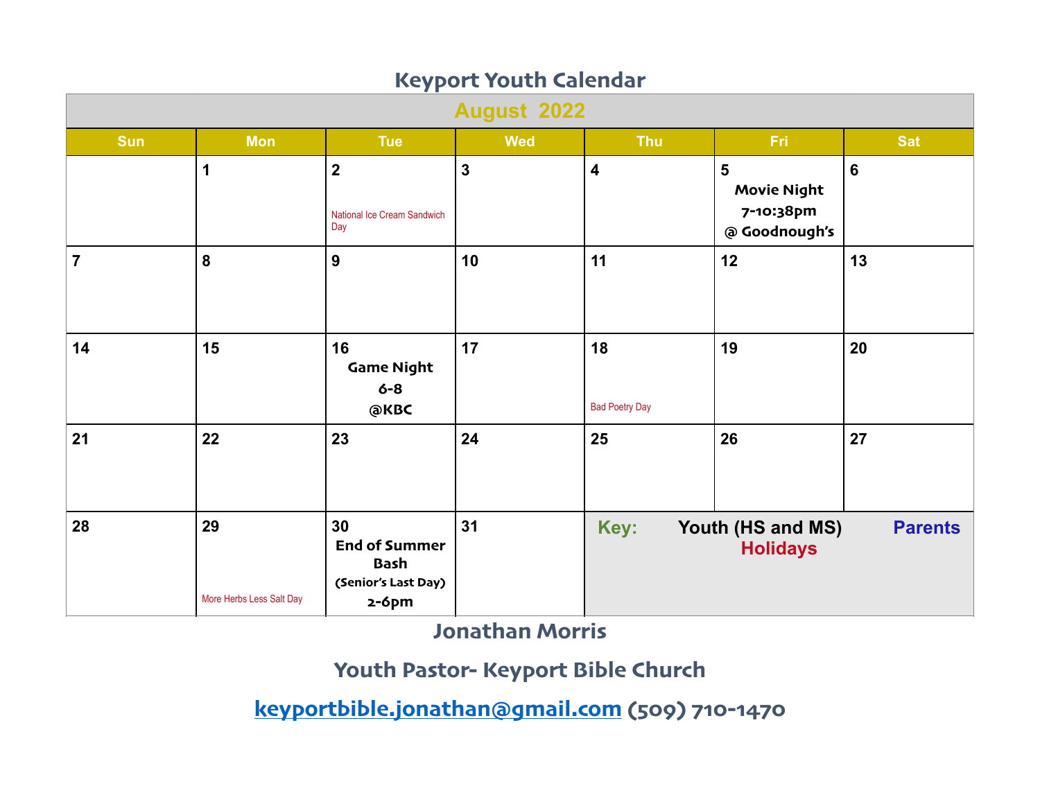# Keyport Youth Calendar

## August 2022

| Sun | Mon | Tue | Wed | Thu | Fri | Sat |
|---|---|---|---|---|---|---|
| | 1 | 2<br>National Ice Cream Sandwich Day | 3 | 4 | 5<br>**Movie Night 7-10:38pm @ Goodnough's** | 6 |
| 7 | 8 | 9 | 10 | 11 | 12 | 13 |
| 14 | 15 | 16<br>**Game Night 6-8 @KBC** | 17 | 18<br>Bad Poetry Day | 19 | 20 |
| 21 | 22 | 23 | 24 | 25 | 26 | 27 |
| 28 | 29<br>More Herbs Less Salt Day | 30<br>**End of Summer Bash (Senior's Last Day) 2-6pm** | 31 | **Key:** Youth (HS and MS) Parents Holidays | | |

**Jonathan Morris**

**Youth Pastor- Keyport Bible Church**

**keyportbible.jonathan@gmail.com (509) 710-1470**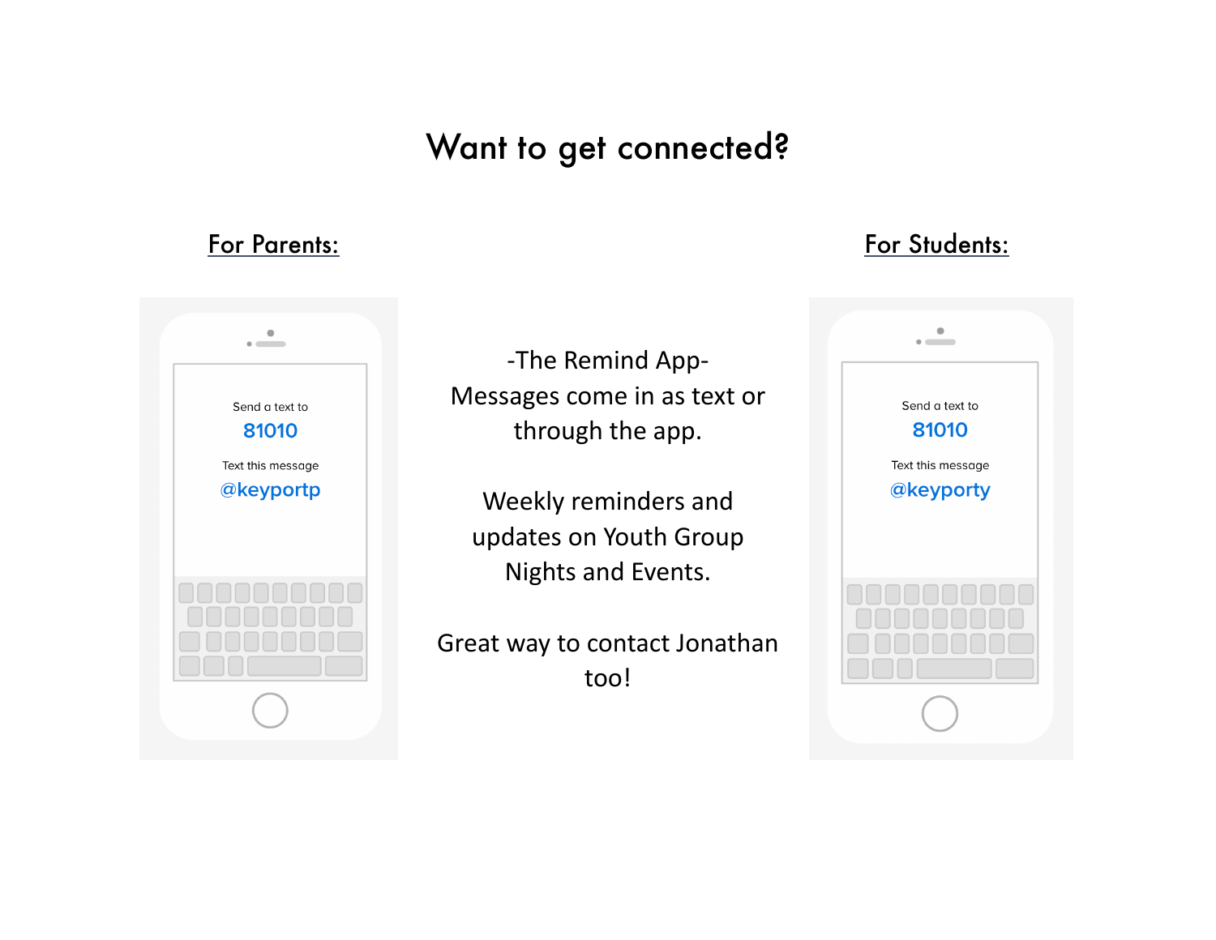# Want to get connected?

## For Parents:

Send a text to
**81010**

Text this message
**@keyportp**

-The Remind App-
Messages come in as text or through the app.

Weekly reminders and updates on Youth Group Nights and Events.

Great way to contact Jonathan too!

## For Students:

Send a text to
**81010**

Text this message
**@keyporty**